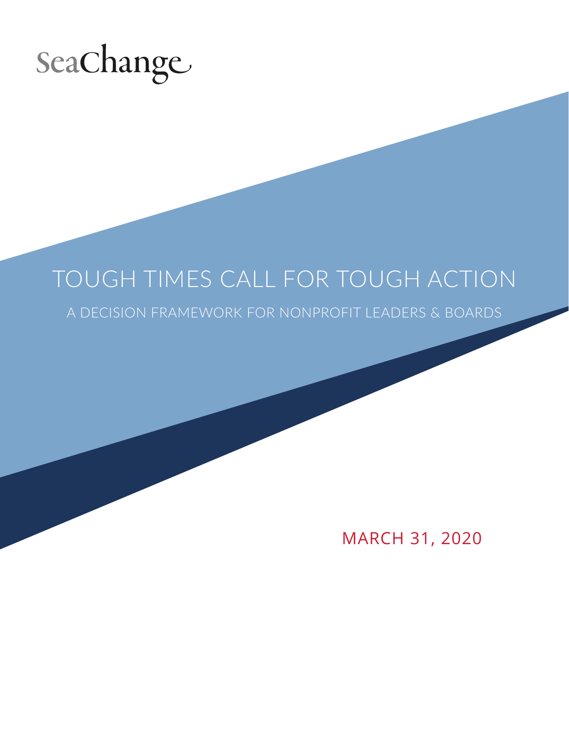SeaChange

# TOUGH TIMES CALL FOR TOUGH ACTION

## A DECISION FRAMEWORK FOR NONPROFIT LEADERS & BOARDS

MARCH 31, 2020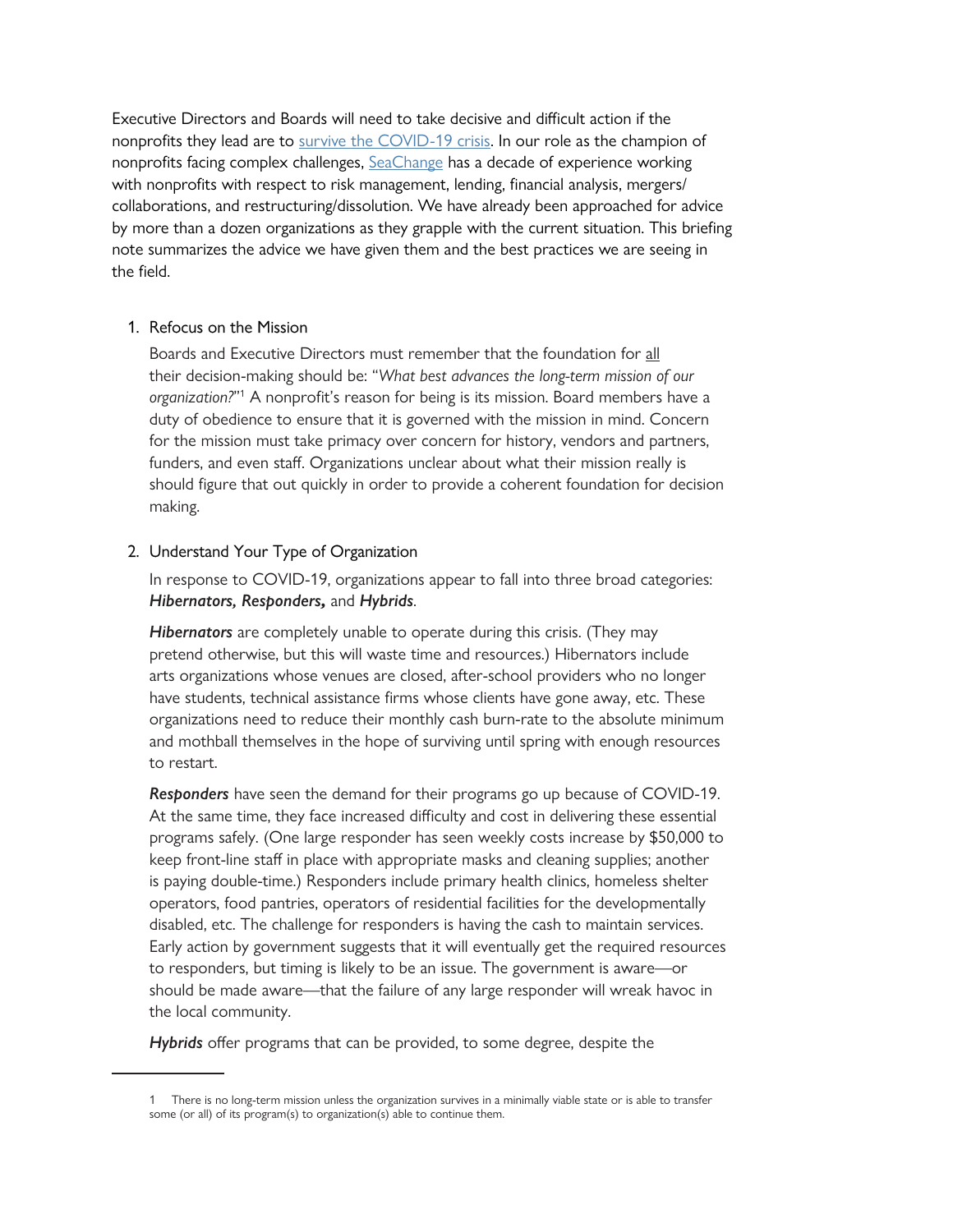Executive Directors and Boards will need to take decisive and difficult action if the nonprofits they lead are to [survive the COVID-19 crisis](). In our role as the champion of nonprofits facing complex challenges, [SeaChange]() has a decade of experience working with nonprofits with respect to risk management, lending, financial analysis, mergers/collaborations, and restructuring/dissolution. We have already been approached for advice by more than a dozen organizations as they grapple with the current situation. This briefing note summarizes the advice we have given them and the best practices we are seeing in the field.

1. Refocus on the Mission

   Boards and Executive Directors must remember that the foundation for all their decision-making should be: "*What best advances the long-term mission of our organization?*"[1] A nonprofit's reason for being is its mission. Board members have a duty of obedience to ensure that it is governed with the mission in mind. Concern for the mission must take primacy over concern for history, vendors and partners, funders, and even staff. Organizations unclear about what their mission really is should figure that out quickly in order to provide a coherent foundation for decision making.

2. Understand Your Type of Organization

   In response to COVID-19, organizations appear to fall into three broad categories: ***Hibernators, Responders,*** and ***Hybrids***.

   ***Hibernators*** are completely unable to operate during this crisis. (They may pretend otherwise, but this will waste time and resources.) Hibernators include arts organizations whose venues are closed, after-school providers who no longer have students, technical assistance firms whose clients have gone away, etc. These organizations need to reduce their monthly cash burn-rate to the absolute minimum and mothball themselves in the hope of surviving until spring with enough resources to restart.

   ***Responders*** have seen the demand for their programs go up because of COVID-19. At the same time, they face increased difficulty and cost in delivering these essential programs safely. (One large responder has seen weekly costs increase by $50,000 to keep front-line staff in place with appropriate masks and cleaning supplies; another is paying double-time.) Responders include primary health clinics, homeless shelter operators, food pantries, operators of residential facilities for the developmentally disabled, etc. The challenge for responders is having the cash to maintain services. Early action by government suggests that it will eventually get the required resources to responders, but timing is likely to be an issue. The government is aware—or should be made aware—that the failure of any large responder will wreak havoc in the local community.

   ***Hybrids*** offer programs that can be provided, to some degree, despite the

---

[1] There is no long-term mission unless the organization survives in a minimally viable state or is able to transfer some (or all) of its program(s) to organization(s) able to continue them.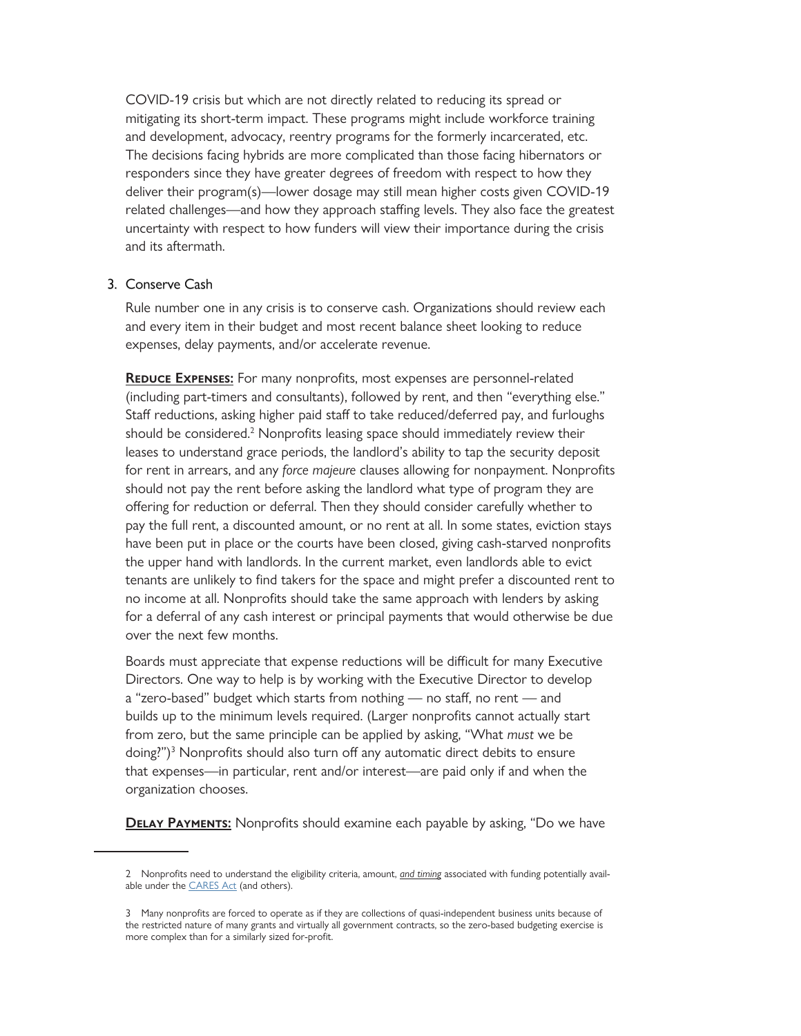COVID-19 crisis but which are not directly related to reducing its spread or mitigating its short-term impact. These programs might include workforce training and development, advocacy, reentry programs for the formerly incarcerated, etc. The decisions facing hybrids are more complicated than those facing hibernators or responders since they have greater degrees of freedom with respect to how they deliver their program(s)—lower dosage may still mean higher costs given COVID-19 related challenges—and how they approach staffing levels. They also face the greatest uncertainty with respect to how funders will view their importance during the crisis and its aftermath.

3. Conserve Cash

   Rule number one in any crisis is to conserve cash. Organizations should review each and every item in their budget and most recent balance sheet looking to reduce expenses, delay payments, and/or accelerate revenue.

   **Reduce Expenses:** For many nonprofits, most expenses are personnel-related (including part-timers and consultants), followed by rent, and then "everything else." Staff reductions, asking higher paid staff to take reduced/deferred pay, and furloughs should be considered.[2] Nonprofits leasing space should immediately review their leases to understand grace periods, the landlord's ability to tap the security deposit for rent in arrears, and any *force majeure* clauses allowing for nonpayment. Nonprofits should not pay the rent before asking the landlord what type of program they are offering for reduction or deferral. Then they should consider carefully whether to pay the full rent, a discounted amount, or no rent at all. In some states, eviction stays have been put in place or the courts have been closed, giving cash-starved nonprofits the upper hand with landlords. In the current market, even landlords able to evict tenants are unlikely to find takers for the space and might prefer a discounted rent to no income at all. Nonprofits should take the same approach with lenders by asking for a deferral of any cash interest or principal payments that would otherwise be due over the next few months.

   Boards must appreciate that expense reductions will be difficult for many Executive Directors. One way to help is by working with the Executive Director to develop a "zero-based" budget which starts from nothing — no staff, no rent — and builds up to the minimum levels required. (Larger nonprofits cannot actually start from zero, but the same principle can be applied by asking, "What *must* we be doing?")[3] Nonprofits should also turn off any automatic direct debits to ensure that expenses—in particular, rent and/or interest—are paid only if and when the organization chooses.

   **Delay Payments:** Nonprofits should examine each payable by asking, "Do we have

---

2 Nonprofits need to understand the eligibility criteria, amount, ***and timing*** associated with funding potentially available under the CARES Act (and others).

3 Many nonprofits are forced to operate as if they are collections of quasi-independent business units because of the restricted nature of many grants and virtually all government contracts, so the zero-based budgeting exercise is more complex than for a similarly sized for-profit.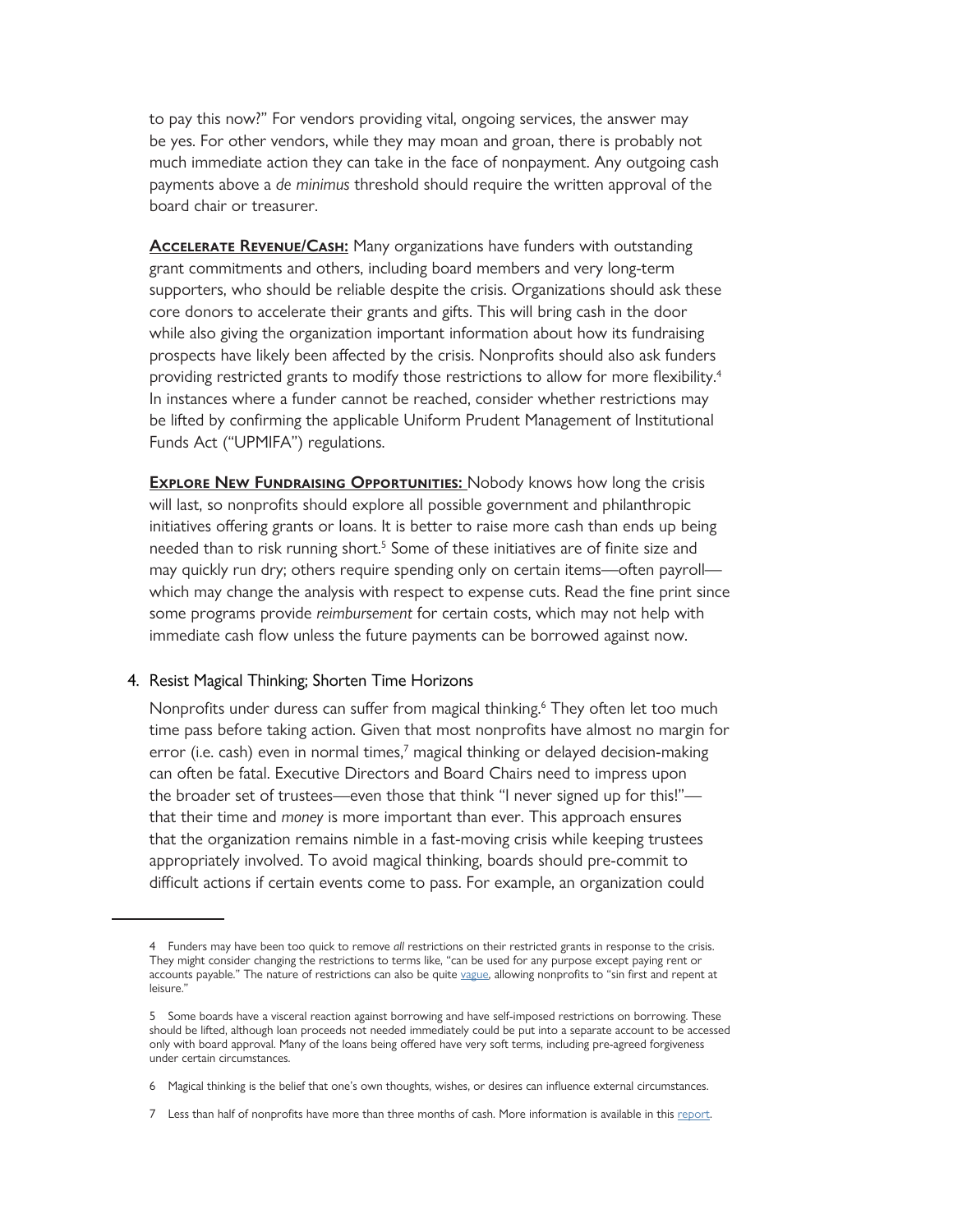to pay this now?" For vendors providing vital, ongoing services, the answer may be yes. For other vendors, while they may moan and groan, there is probably not much immediate action they can take in the face of nonpayment. Any outgoing cash payments above a *de minimus* threshold should require the written approval of the board chair or treasurer.

**Accelerate Revenue/Cash:** Many organizations have funders with outstanding grant commitments and others, including board members and very long-term supporters, who should be reliable despite the crisis. Organizations should ask these core donors to accelerate their grants and gifts. This will bring cash in the door while also giving the organization important information about how its fundraising prospects have likely been affected by the crisis. Nonprofits should also ask funders providing restricted grants to modify those restrictions to allow for more flexibility.[4] In instances where a funder cannot be reached, consider whether restrictions may be lifted by confirming the applicable Uniform Prudent Management of Institutional Funds Act ("UPMIFA") regulations.

**Explore New Fundraising Opportunities:** Nobody knows how long the crisis will last, so nonprofits should explore all possible government and philanthropic initiatives offering grants or loans. It is better to raise more cash than ends up being needed than to risk running short.[5] Some of these initiatives are of finite size and may quickly run dry; others require spending only on certain items—often payroll—which may change the analysis with respect to expense cuts. Read the fine print since some programs provide *reimbursement* for certain costs, which may not help with immediate cash flow unless the future payments can be borrowed against now.

4. Resist Magical Thinking; Shorten Time Horizons

Nonprofits under duress can suffer from magical thinking.[6] They often let too much time pass before taking action. Given that most nonprofits have almost no margin for error (i.e. cash) even in normal times,[7] magical thinking or delayed decision-making can often be fatal. Executive Directors and Board Chairs need to impress upon the broader set of trustees—even those that think "I never signed up for this!"—that their time and *money* is more important than ever. This approach ensures that the organization remains nimble in a fast-moving crisis while keeping trustees appropriately involved. To avoid magical thinking, boards should pre-commit to difficult actions if certain events come to pass. For example, an organization could

---

4 Funders may have been too quick to remove *all* restrictions on their restricted grants in response to the crisis. They might consider changing the restrictions to terms like, "can be used for any purpose except paying rent or accounts payable." The nature of restrictions can also be quite vague, allowing nonprofits to "sin first and repent at leisure."

5 Some boards have a visceral reaction against borrowing and have self-imposed restrictions on borrowing. These should be lifted, although loan proceeds not needed immediately could be put into a separate account to be accessed only with board approval. Many of the loans being offered have very soft terms, including pre-agreed forgiveness under certain circumstances.

6 Magical thinking is the belief that one's own thoughts, wishes, or desires can influence external circumstances.

7 Less than half of nonprofits have more than three months of cash. More information is available in this report.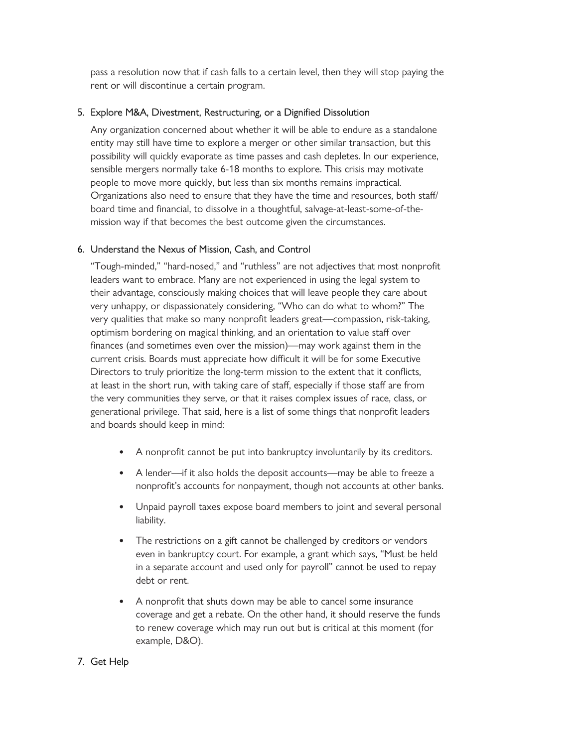pass a resolution now that if cash falls to a certain level, then they will stop paying the rent or will discontinue a certain program.

5. Explore M&A, Divestment, Restructuring, or a Dignified Dissolution

   Any organization concerned about whether it will be able to endure as a standalone entity may still have time to explore a merger or other similar transaction, but this possibility will quickly evaporate as time passes and cash depletes. In our experience, sensible mergers normally take 6-18 months to explore. This crisis may motivate people to move more quickly, but less than six months remains impractical. Organizations also need to ensure that they have the time and resources, both staff/board time and financial, to dissolve in a thoughtful, salvage-at-least-some-of-the-mission way if that becomes the best outcome given the circumstances.

6. Understand the Nexus of Mission, Cash, and Control

   "Tough-minded," "hard-nosed," and "ruthless" are not adjectives that most nonprofit leaders want to embrace. Many are not experienced in using the legal system to their advantage, consciously making choices that will leave people they care about very unhappy, or dispassionately considering, "Who can do what to whom?" The very qualities that make so many nonprofit leaders great—compassion, risk-taking, optimism bordering on magical thinking, and an orientation to value staff over finances (and sometimes even over the mission)—may work against them in the current crisis. Boards must appreciate how difficult it will be for some Executive Directors to truly prioritize the long-term mission to the extent that it conflicts, at least in the short run, with taking care of staff, especially if those staff are from the very communities they serve, or that it raises complex issues of race, class, or generational privilege. That said, here is a list of some things that nonprofit leaders and boards should keep in mind:

   - A nonprofit cannot be put into bankruptcy involuntarily by its creditors.
   - A lender—if it also holds the deposit accounts—may be able to freeze a nonprofit's accounts for nonpayment, though not accounts at other banks.
   - Unpaid payroll taxes expose board members to joint and several personal liability.
   - The restrictions on a gift cannot be challenged by creditors or vendors even in bankruptcy court. For example, a grant which says, "Must be held in a separate account and used only for payroll" cannot be used to repay debt or rent.
   - A nonprofit that shuts down may be able to cancel some insurance coverage and get a rebate. On the other hand, it should reserve the funds to renew coverage which may run out but is critical at this moment (for example, D&O).

7. Get Help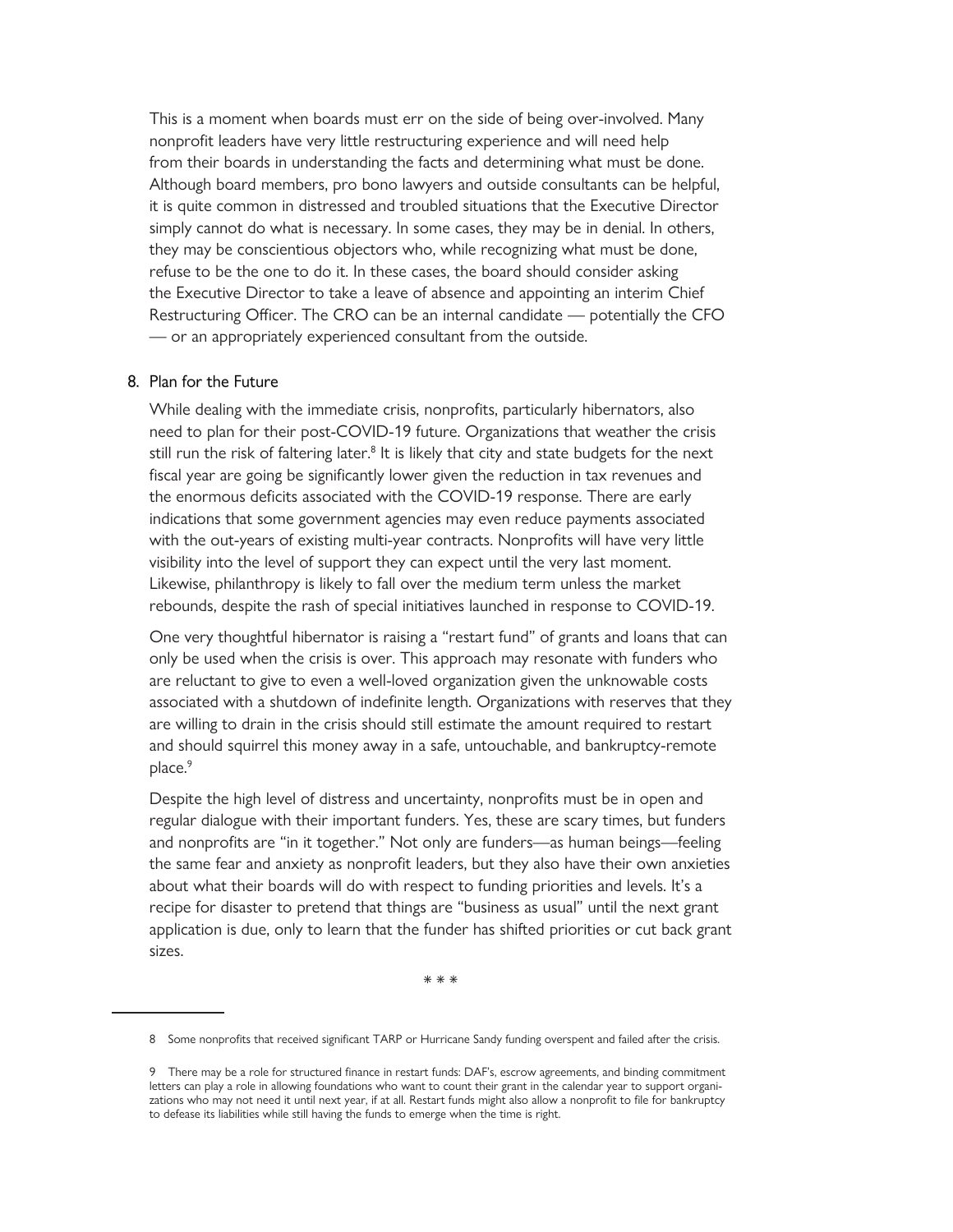This is a moment when boards must err on the side of being over-involved. Many nonprofit leaders have very little restructuring experience and will need help from their boards in understanding the facts and determining what must be done. Although board members, pro bono lawyers and outside consultants can be helpful, it is quite common in distressed and troubled situations that the Executive Director simply cannot do what is necessary. In some cases, they may be in denial. In others, they may be conscientious objectors who, while recognizing what must be done, refuse to be the one to do it. In these cases, the board should consider asking the Executive Director to take a leave of absence and appointing an interim Chief Restructuring Officer. The CRO can be an internal candidate — potentially the CFO — or an appropriately experienced consultant from the outside.

8. Plan for the Future

While dealing with the immediate crisis, nonprofits, particularly hibernators, also need to plan for their post-COVID-19 future. Organizations that weather the crisis still run the risk of faltering later.[8] It is likely that city and state budgets for the next fiscal year are going be significantly lower given the reduction in tax revenues and the enormous deficits associated with the COVID-19 response. There are early indications that some government agencies may even reduce payments associated with the out-years of existing multi-year contracts. Nonprofits will have very little visibility into the level of support they can expect until the very last moment. Likewise, philanthropy is likely to fall over the medium term unless the market rebounds, despite the rash of special initiatives launched in response to COVID-19.

One very thoughtful hibernator is raising a "restart fund" of grants and loans that can only be used when the crisis is over. This approach may resonate with funders who are reluctant to give to even a well-loved organization given the unknowable costs associated with a shutdown of indefinite length. Organizations with reserves that they are willing to drain in the crisis should still estimate the amount required to restart and should squirrel this money away in a safe, untouchable, and bankruptcy-remote place.[9]

Despite the high level of distress and uncertainty, nonprofits must be in open and regular dialogue with their important funders. Yes, these are scary times, but funders and nonprofits are "in it together." Not only are funders—as human beings—feeling the same fear and anxiety as nonprofit leaders, but they also have their own anxieties about what their boards will do with respect to funding priorities and levels. It's a recipe for disaster to pretend that things are "business as usual" until the next grant application is due, only to learn that the funder has shifted priorities or cut back grant sizes.

\* \* \*

---

8 Some nonprofits that received significant TARP or Hurricane Sandy funding overspent and failed after the crisis.

9 There may be a role for structured finance in restart funds: DAF's, escrow agreements, and binding commitment letters can play a role in allowing foundations who want to count their grant in the calendar year to support organizations who may not need it until next year, if at all. Restart funds might also allow a nonprofit to file for bankruptcy to defease its liabilities while still having the funds to emerge when the time is right.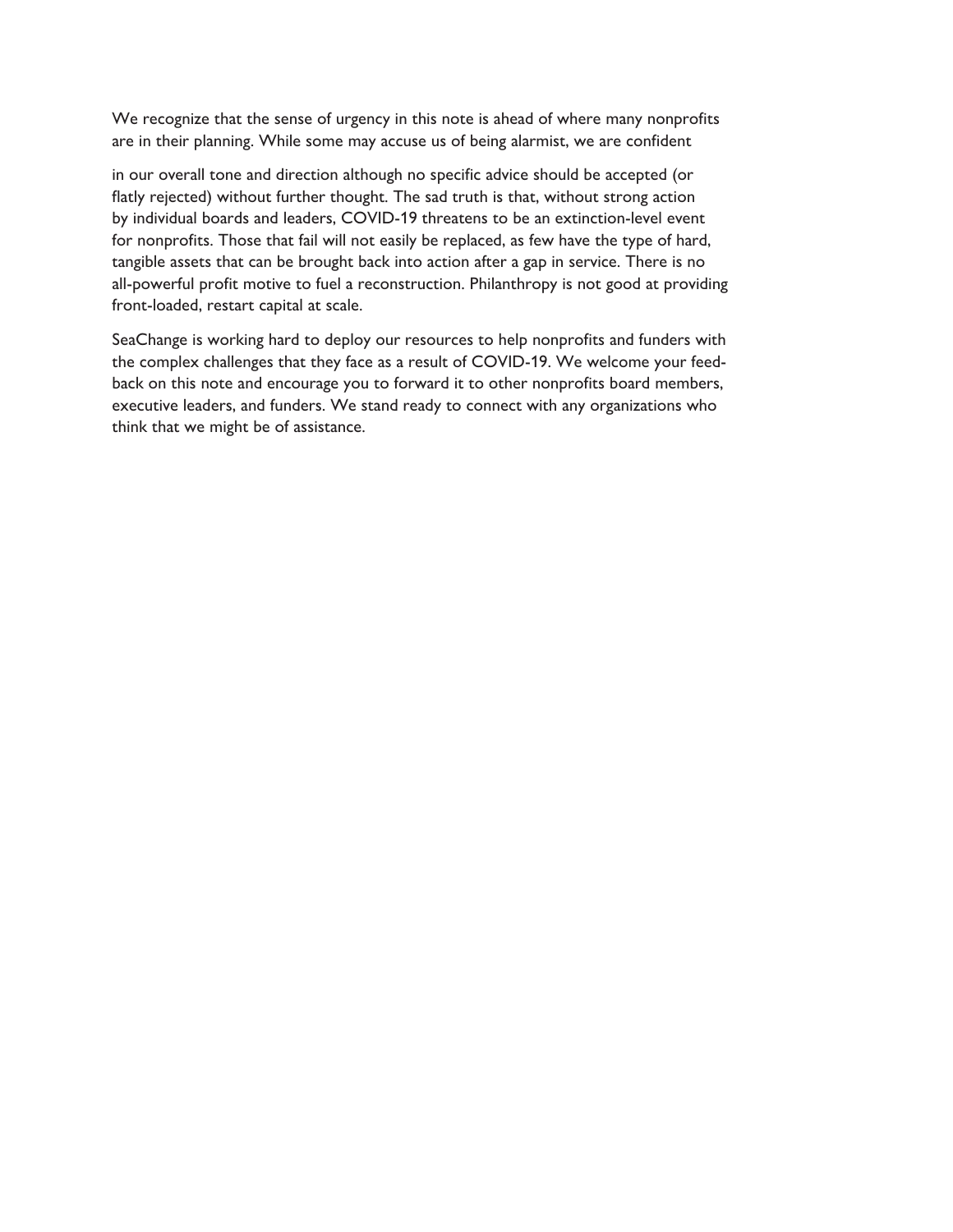We recognize that the sense of urgency in this note is ahead of where many nonprofits are in their planning. While some may accuse us of being alarmist, we are confident in our overall tone and direction although no specific advice should be accepted (or flatly rejected) without further thought. The sad truth is that, without strong action by individual boards and leaders, COVID-19 threatens to be an extinction-level event for nonprofits. Those that fail will not easily be replaced, as few have the type of hard, tangible assets that can be brought back into action after a gap in service. There is no all-powerful profit motive to fuel a reconstruction. Philanthropy is not good at providing front-loaded, restart capital at scale.

SeaChange is working hard to deploy our resources to help nonprofits and funders with the complex challenges that they face as a result of COVID-19. We welcome your feedback on this note and encourage you to forward it to other nonprofits board members, executive leaders, and funders. We stand ready to connect with any organizations who think that we might be of assistance.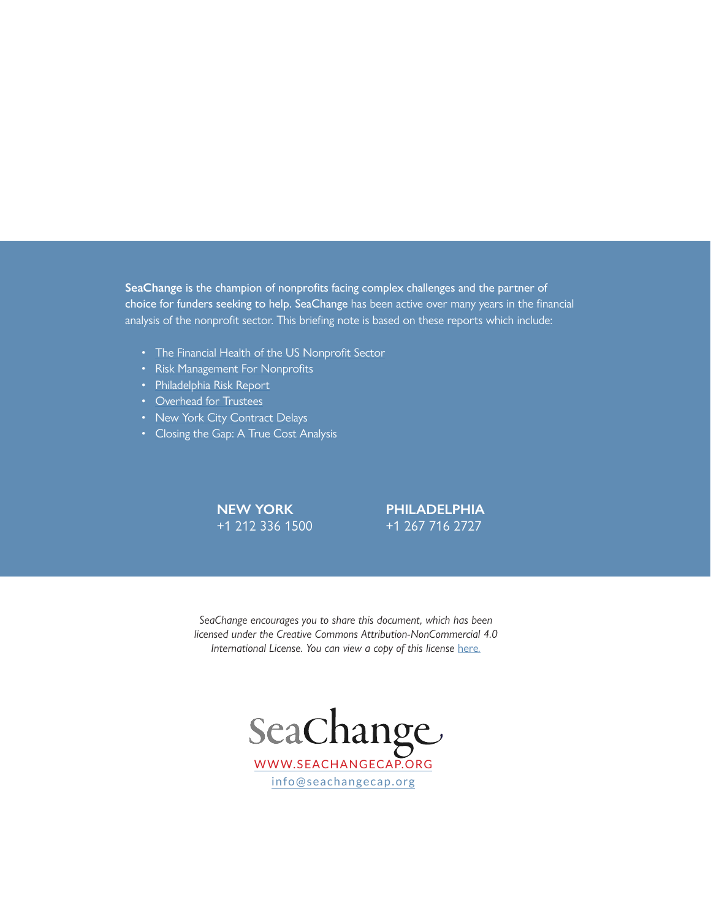**SeaChange is the champion of nonprofits facing complex challenges and the partner of choice for funders seeking to help. SeaChange** has been active over many years in the financial analysis of the nonprofit sector. This briefing note is based on these reports which include:

- The Financial Health of the US Nonprofit Sector
- Risk Management For Nonprofits
- Philadelphia Risk Report
- Overhead for Trustees
- New York City Contract Delays
- Closing the Gap: A True Cost Analysis

**NEW YORK**
+1 212 336 1500

**PHILADELPHIA**
+1 267 716 2727

*SeaChange encourages you to share this document, which has been licensed under the Creative Commons Attribution-NonCommercial 4.0 International License. You can view a copy of this license here.*

SeaChange

WWW.SEACHANGECAP.ORG

info@seachangecap.org